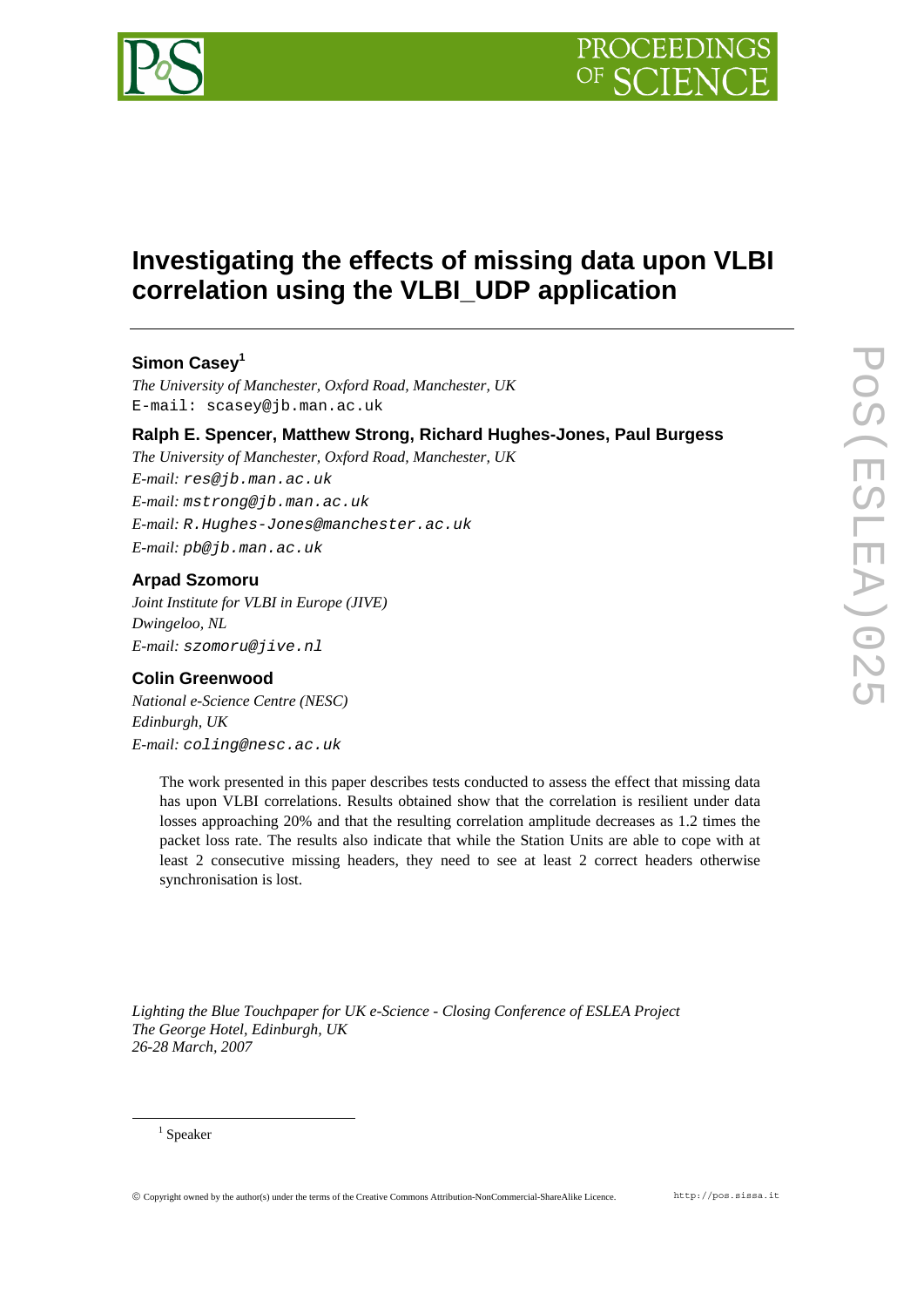# Investigating the effects of missing data upon VLBI correlation using the VLBI_UDP application

## Simon Casey[1]

*The University of Manchester, Oxford Road, Manchester, UK*
E-mail: scasey@jb.man.ac.uk

## Ralph E. Spencer, Matthew Strong, Richard Hughes-Jones, Paul Burgess

*The University of Manchester, Oxford Road, Manchester, UK*
*E-mail:* res@jb.man.ac.uk
*E-mail:* mstrong@jb.man.ac.uk
*E-mail:* R.Hughes-Jones@manchester.ac.uk
*E-mail:* pb@jb.man.ac.uk

## Arpad Szomoru

*Joint Institute for VLBI in Europe (JIVE)*
*Dwingeloo, NL*
*E-mail:* szomoru@jive.nl

## Colin Greenwood

*National e-Science Centre (NESC)*
*Edinburgh, UK*
*E-mail:* coling@nesc.ac.uk

The work presented in this paper describes tests conducted to assess the effect that missing data has upon VLBI correlations. Results obtained show that the correlation is resilient under data losses approaching 20% and that the resulting correlation amplitude decreases as 1.2 times the packet loss rate. The results also indicate that while the Station Units are able to cope with at least 2 consecutive missing headers, they need to see at least 2 correct headers otherwise synchronisation is lost.

*Lighting the Blue Touchpaper for UK e-Science - Closing Conference of ESLEA Project*
*The George Hotel, Edinburgh, UK*
*26-28 March, 2007*

[1] Speaker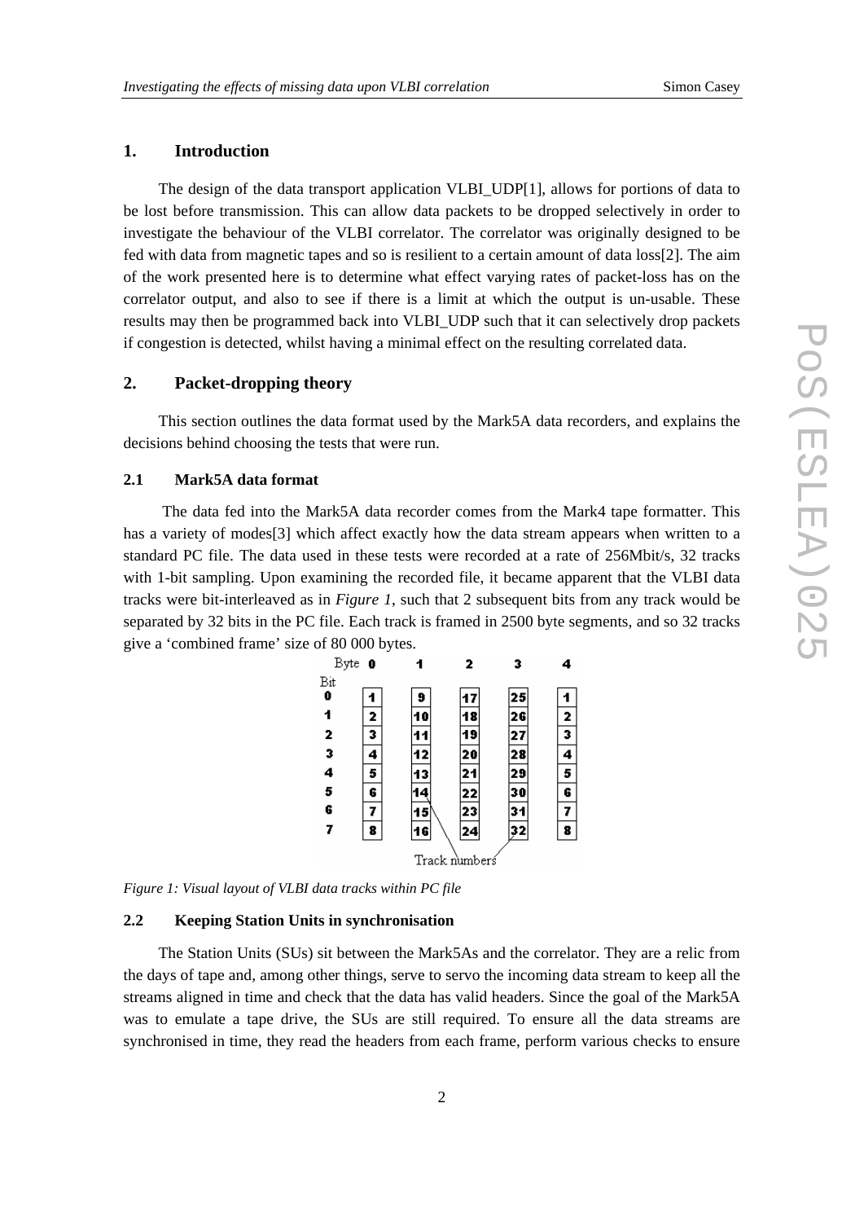## 1. Introduction

The design of the data transport application VLBI_UDP[1], allows for portions of data to be lost before transmission. This can allow data packets to be dropped selectively in order to investigate the behaviour of the VLBI correlator. The correlator was originally designed to be fed with data from magnetic tapes and so is resilient to a certain amount of data loss[2]. The aim of the work presented here is to determine what effect varying rates of packet-loss has on the correlator output, and also to see if there is a limit at which the output is un-usable. These results may then be programmed back into VLBI_UDP such that it can selectively drop packets if congestion is detected, whilst having a minimal effect on the resulting correlated data.

## 2. Packet-dropping theory

This section outlines the data format used by the Mark5A data recorders, and explains the decisions behind choosing the tests that were run.

### 2.1 Mark5A data format

The data fed into the Mark5A data recorder comes from the Mark4 tape formatter. This has a variety of modes[3] which affect exactly how the data stream appears when written to a standard PC file. The data used in these tests were recorded at a rate of 256Mbit/s, 32 tracks with 1-bit sampling. Upon examining the recorded file, it became apparent that the VLBI data tracks were bit-interleaved as in *Figure 1*, such that 2 subsequent bits from any track would be separated by 32 bits in the PC file. Each track is framed in 2500 byte segments, and so 32 tracks give a 'combined frame' size of 80 000 bytes.

| Bit \ Byte | 0 | 1 | 2 | 3 | 4 |
|---|---|---|---|---|---|
| 0 | 1 | 9 | 17 | 25 | 1 |
| 1 | 2 | 10 | 18 | 26 | 2 |
| 2 | 3 | 11 | 19 | 27 | 3 |
| 3 | 4 | 12 | 20 | 28 | 4 |
| 4 | 5 | 13 | 21 | 29 | 5 |
| 5 | 6 | 14 | 22 | 30 | 6 |
| 6 | 7 | 15 | 23 | 31 | 7 |
| 7 | 8 | 16 | 24 | 32 | 8 |

Track numbers

*Figure 1: Visual layout of VLBI data tracks within PC file*

### 2.2 Keeping Station Units in synchronisation

The Station Units (SUs) sit between the Mark5As and the correlator. They are a relic from the days of tape and, among other things, serve to servo the incoming data stream to keep all the streams aligned in time and check that the data has valid headers. Since the goal of the Mark5A was to emulate a tape drive, the SUs are still required. To ensure all the data streams are synchronised in time, they read the headers from each frame, perform various checks to ensure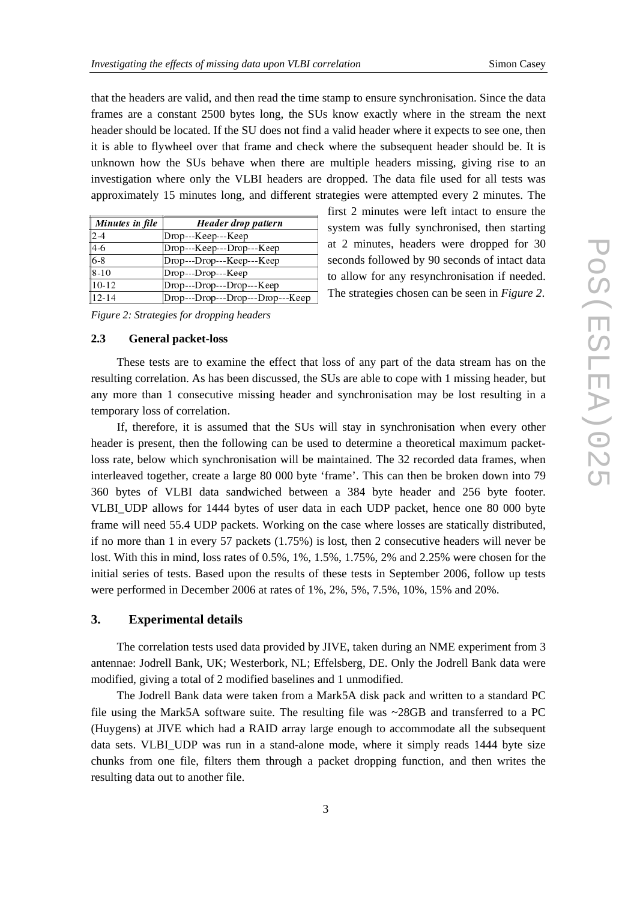that the headers are valid, and then read the time stamp to ensure synchronisation. Since the data frames are a constant 2500 bytes long, the SUs know exactly where in the stream the next header should be located. If the SU does not find a valid header where it expects to see one, then it is able to flywheel over that frame and check where the subsequent header should be. It is unknown how the SUs behave when there are multiple headers missing, giving rise to an investigation where only the VLBI headers are dropped. The data file used for all tests was approximately 15 minutes long, and different strategies were attempted every 2 minutes. The first 2 minutes were left intact to ensure the system was fully synchronised, then starting at 2 minutes, headers were dropped for 30 seconds followed by 90 seconds of intact data to allow for any resynchronisation if needed. The strategies chosen can be seen in *Figure 2*.

| *Minutes in file* | *Header drop pattern* |
|---|---|
| 2-4 | Drop---Keep---Keep |
| 4-6 | Drop---Keep---Drop---Keep |
| 6-8 | Drop---Drop---Keep---Keep |
| 8-10 | Drop---Drop---Keep |
| 10-12 | Drop---Drop---Drop---Keep |
| 12-14 | Drop---Drop---Drop---Drop---Keep |

*Figure 2: Strategies for dropping headers*

### 2.3 General packet-loss

These tests are to examine the effect that loss of any part of the data stream has on the resulting correlation. As has been discussed, the SUs are able to cope with 1 missing header, but any more than 1 consecutive missing header and synchronisation may be lost resulting in a temporary loss of correlation.

If, therefore, it is assumed that the SUs will stay in synchronisation when every other header is present, then the following can be used to determine a theoretical maximum packet-loss rate, below which synchronisation will be maintained. The 32 recorded data frames, when interleaved together, create a large 80 000 byte 'frame'. This can then be broken down into 79 360 bytes of VLBI data sandwiched between a 384 byte header and 256 byte footer. VLBI_UDP allows for 1444 bytes of user data in each UDP packet, hence one 80 000 byte frame will need 55.4 UDP packets. Working on the case where losses are statically distributed, if no more than 1 in every 57 packets (1.75%) is lost, then 2 consecutive headers will never be lost. With this in mind, loss rates of 0.5%, 1%, 1.5%, 1.75%, 2% and 2.25% were chosen for the initial series of tests. Based upon the results of these tests in September 2006, follow up tests were performed in December 2006 at rates of 1%, 2%, 5%, 7.5%, 10%, 15% and 20%.

## 3. Experimental details

The correlation tests used data provided by JIVE, taken during an NME experiment from 3 antennae: Jodrell Bank, UK; Westerbork, NL; Effelsberg, DE. Only the Jodrell Bank data were modified, giving a total of 2 modified baselines and 1 unmodified.

The Jodrell Bank data were taken from a Mark5A disk pack and written to a standard PC file using the Mark5A software suite. The resulting file was ~28GB and transferred to a PC (Huygens) at JIVE which had a RAID array large enough to accommodate all the subsequent data sets. VLBI_UDP was run in a stand-alone mode, where it simply reads 1444 byte size chunks from one file, filters them through a packet dropping function, and then writes the resulting data out to another file.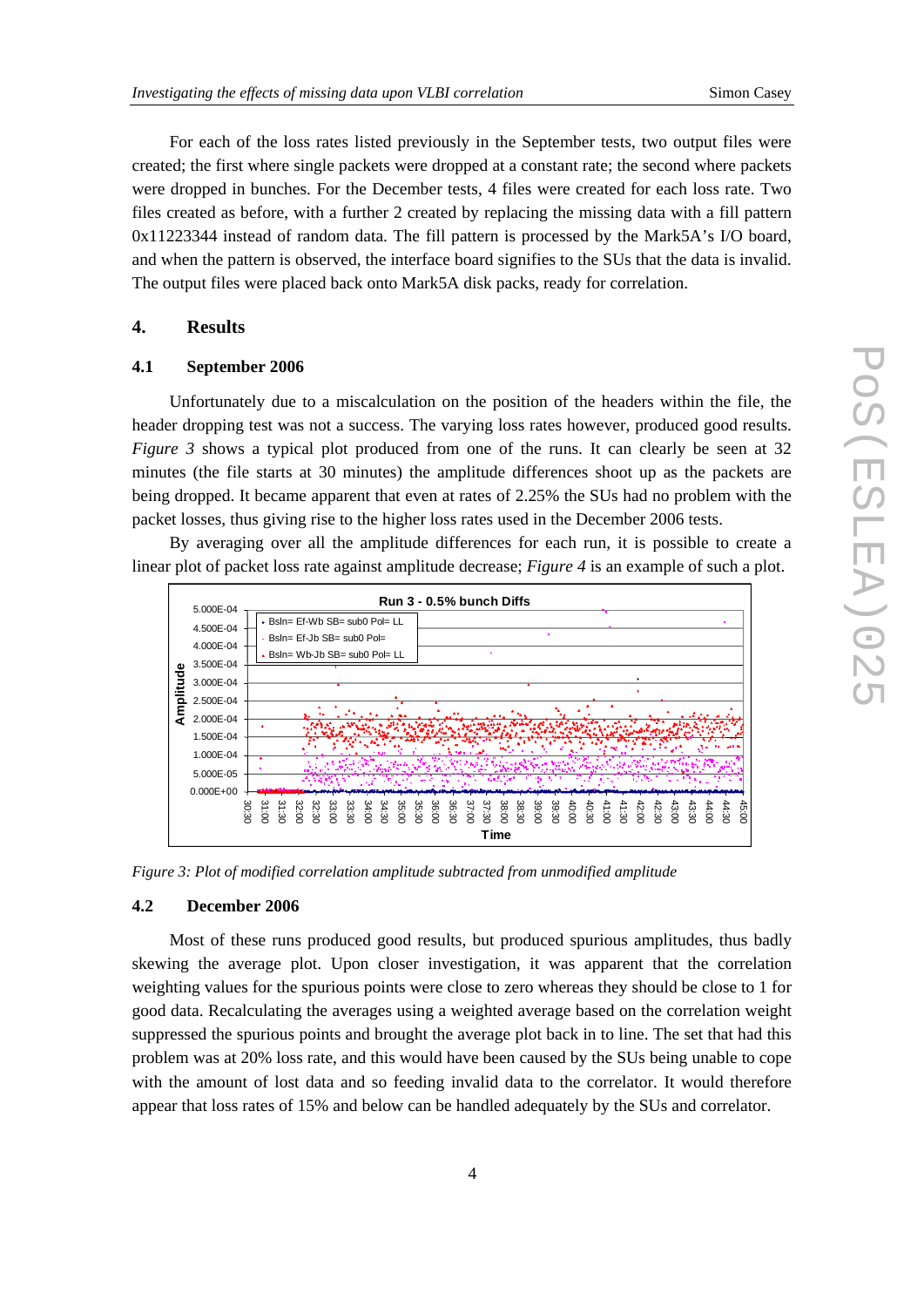For each of the loss rates listed previously in the September tests, two output files were created; the first where single packets were dropped at a constant rate; the second where packets were dropped in bunches. For the December tests, 4 files were created for each loss rate. Two files created as before, with a further 2 created by replacing the missing data with a fill pattern 0x11223344 instead of random data. The fill pattern is processed by the Mark5A's I/O board, and when the pattern is observed, the interface board signifies to the SUs that the data is invalid. The output files were placed back onto Mark5A disk packs, ready for correlation.

## 4. Results

### 4.1 September 2006

Unfortunately due to a miscalculation on the position of the headers within the file, the header dropping test was not a success. The varying loss rates however, produced good results. *Figure 3* shows a typical plot produced from one of the runs. It can clearly be seen at 32 minutes (the file starts at 30 minutes) the amplitude differences shoot up as the packets are being dropped. It became apparent that even at rates of 2.25% the SUs had no problem with the packet losses, thus giving rise to the higher loss rates used in the December 2006 tests.

By averaging over all the amplitude differences for each run, it is possible to create a linear plot of packet loss rate against amplitude decrease; *Figure 4* is an example of such a plot.

*Figure 3: Plot of modified correlation amplitude subtracted from unmodified amplitude*

### 4.2 December 2006

Most of these runs produced good results, but produced spurious amplitudes, thus badly skewing the average plot. Upon closer investigation, it was apparent that the correlation weighting values for the spurious points were close to zero whereas they should be close to 1 for good data. Recalculating the averages using a weighted average based on the correlation weight suppressed the spurious points and brought the average plot back in to line. The set that had this problem was at 20% loss rate, and this would have been caused by the SUs being unable to cope with the amount of lost data and so feeding invalid data to the correlator. It would therefore appear that loss rates of 15% and below can be handled adequately by the SUs and correlator.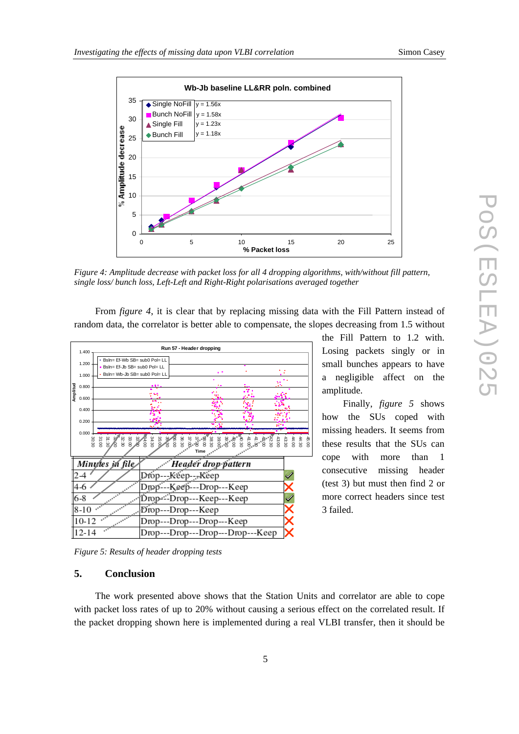Figure 4: Amplitude decrease with packet loss for all 4 dropping algorithms, with/without fill pattern, single loss/ bunch loss, Left-Left and Right-Right polarisations averaged together

From *figure 4*, it is clear that by replacing missing data with the Fill Pattern instead of random data, the correlator is better able to compensate, the slopes decreasing from 1.5 without the Fill Pattern to 1.2 with. Losing packets singly or in small bunches appears to have a negligible affect on the amplitude.

Finally, *figure 5* shows how the SUs coped with missing headers. It seems from these results that the SUs can cope with more than 1 consecutive missing header (test 3) but must then find 2 or more correct headers since test 3 failed.

| Minutes in file | Header drop pattern | |
|---|---|---|
| 2-4 | Drop---Keep---Keep | ✓ |
| 4-6 | Drop---Keep---Drop---Keep | ✗ |
| 6-8 | Drop---Drop---Keep---Keep | ✓ |
| 8-10 | Drop---Drop---Keep | ✗ |
| 10-12 | Drop---Drop---Drop---Keep | ✗ |
| 12-14 | Drop---Drop---Drop---Drop---Keep | ✗ |

Figure 5: Results of header dropping tests

## 5. Conclusion

The work presented above shows that the Station Units and correlator are able to cope with packet loss rates of up to 20% without causing a serious effect on the correlated result. If the packet dropping shown here is implemented during a real VLBI transfer, then it should be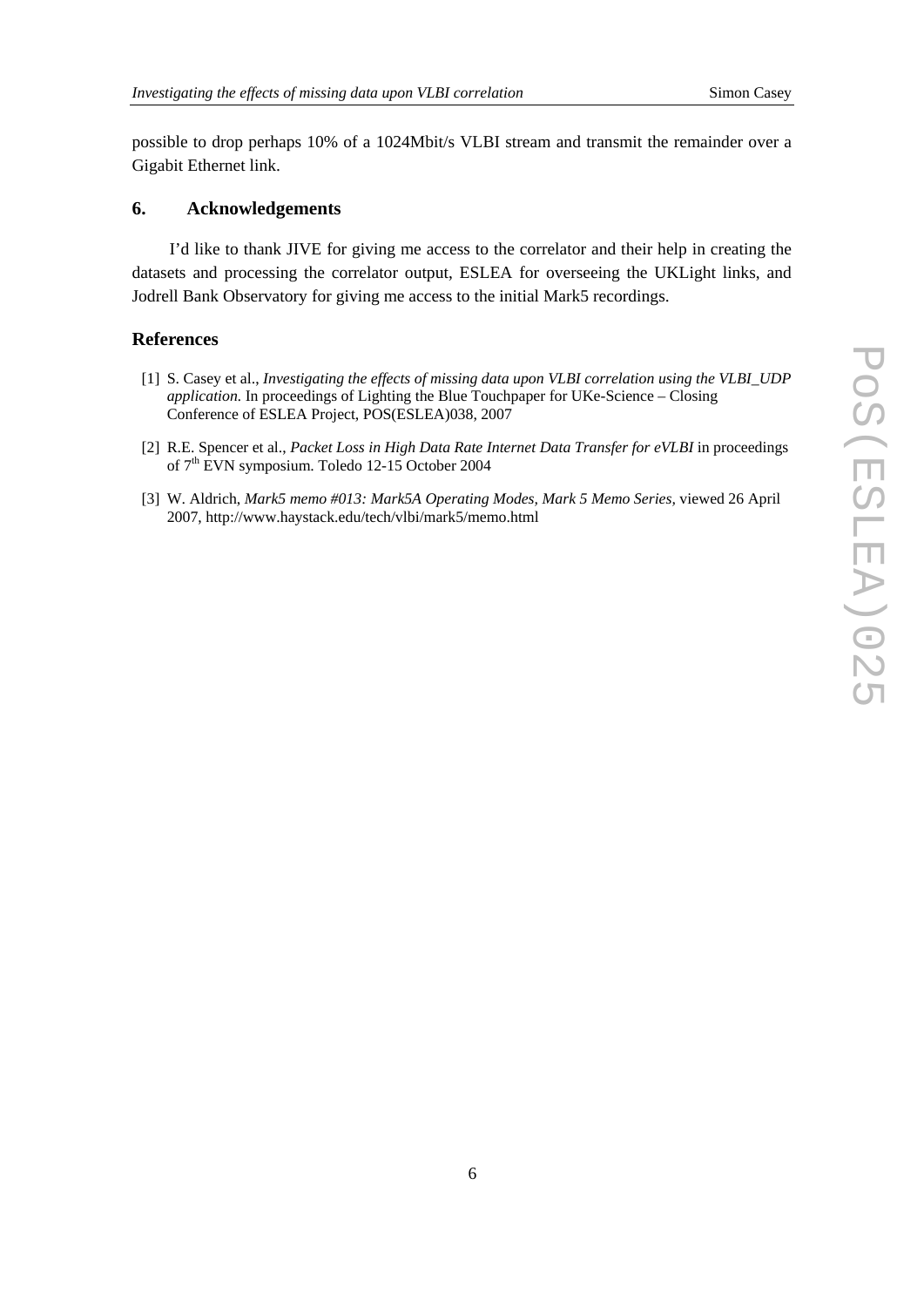possible to drop perhaps 10% of a 1024Mbit/s VLBI stream and transmit the remainder over a Gigabit Ethernet link.

## 6. Acknowledgements

I'd like to thank JIVE for giving me access to the correlator and their help in creating the datasets and processing the correlator output, ESLEA for overseeing the UKLight links, and Jodrell Bank Observatory for giving me access to the initial Mark5 recordings.

## References

[1] S. Casey et al., *Investigating the effects of missing data upon VLBI correlation using the VLBI_UDP application.* In proceedings of Lighting the Blue Touchpaper for UKe-Science – Closing Conference of ESLEA Project, POS(ESLEA)038, 2007

[2] R.E. Spencer et al., *Packet Loss in High Data Rate Internet Data Transfer for eVLBI* in proceedings of 7th EVN symposium. Toledo 12-15 October 2004

[3] W. Aldrich, *Mark5 memo #013: Mark5A Operating Modes, Mark 5 Memo Series,* viewed 26 April 2007, http://www.haystack.edu/tech/vlbi/mark5/memo.html